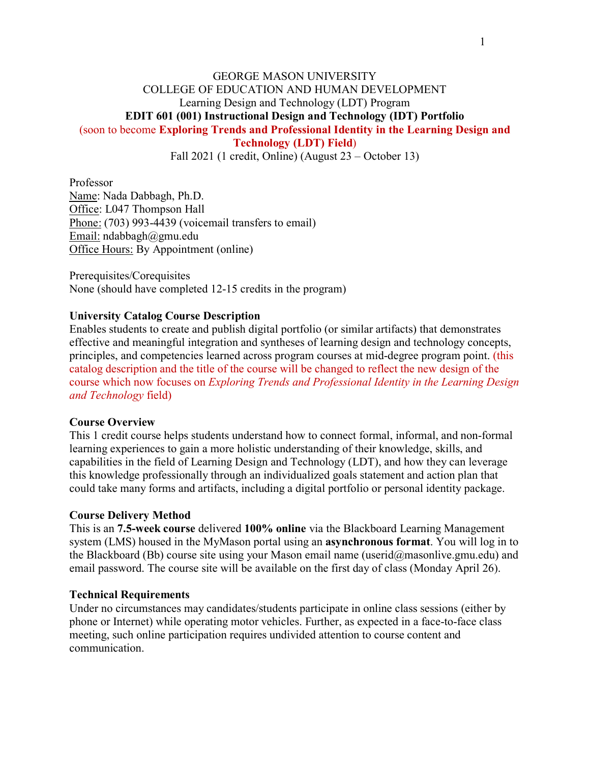GEORGE MASON UNIVERSITY
COLLEGE OF EDUCATION AND HUMAN DEVELOPMENT
Learning Design and Technology (LDT) Program

**EDIT 601 (001) Instructional Design and Technology (IDT) Portfolio**

(soon to become **Exploring Trends and Professional Identity in the Learning Design and Technology (LDT) Field**)

Fall 2021 (1 credit, Online) (August 23 – October 13)

Professor
Name: Nada Dabbagh, Ph.D.
Office: L047 Thompson Hall
Phone: (703) 993-4439 (voicemail transfers to email)
Email: ndabbagh@gmu.edu
Office Hours: By Appointment (online)

Prerequisites/Corequisites
None (should have completed 12-15 credits in the program)

**University Catalog Course Description**

Enables students to create and publish digital portfolio (or similar artifacts) that demonstrates effective and meaningful integration and syntheses of learning design and technology concepts, principles, and competencies learned across program courses at mid-degree program point. (this catalog description and the title of the course will be changed to reflect the new design of the course which now focuses on *Exploring Trends and Professional Identity in the Learning Design and Technology* field)

**Course Overview**

This 1 credit course helps students understand how to connect formal, informal, and non-formal learning experiences to gain a more holistic understanding of their knowledge, skills, and capabilities in the field of Learning Design and Technology (LDT), and how they can leverage this knowledge professionally through an individualized goals statement and action plan that could take many forms and artifacts, including a digital portfolio or personal identity package.

**Course Delivery Method**

This is an **7.5-week course** delivered **100% online** via the Blackboard Learning Management system (LMS) housed in the MyMason portal using an **asynchronous format**. You will log in to the Blackboard (Bb) course site using your Mason email name (userid@masonlive.gmu.edu) and email password. The course site will be available on the first day of class (Monday April 26).

**Technical Requirements**

Under no circumstances may candidates/students participate in online class sessions (either by phone or Internet) while operating motor vehicles. Further, as expected in a face-to-face class meeting, such online participation requires undivided attention to course content and communication.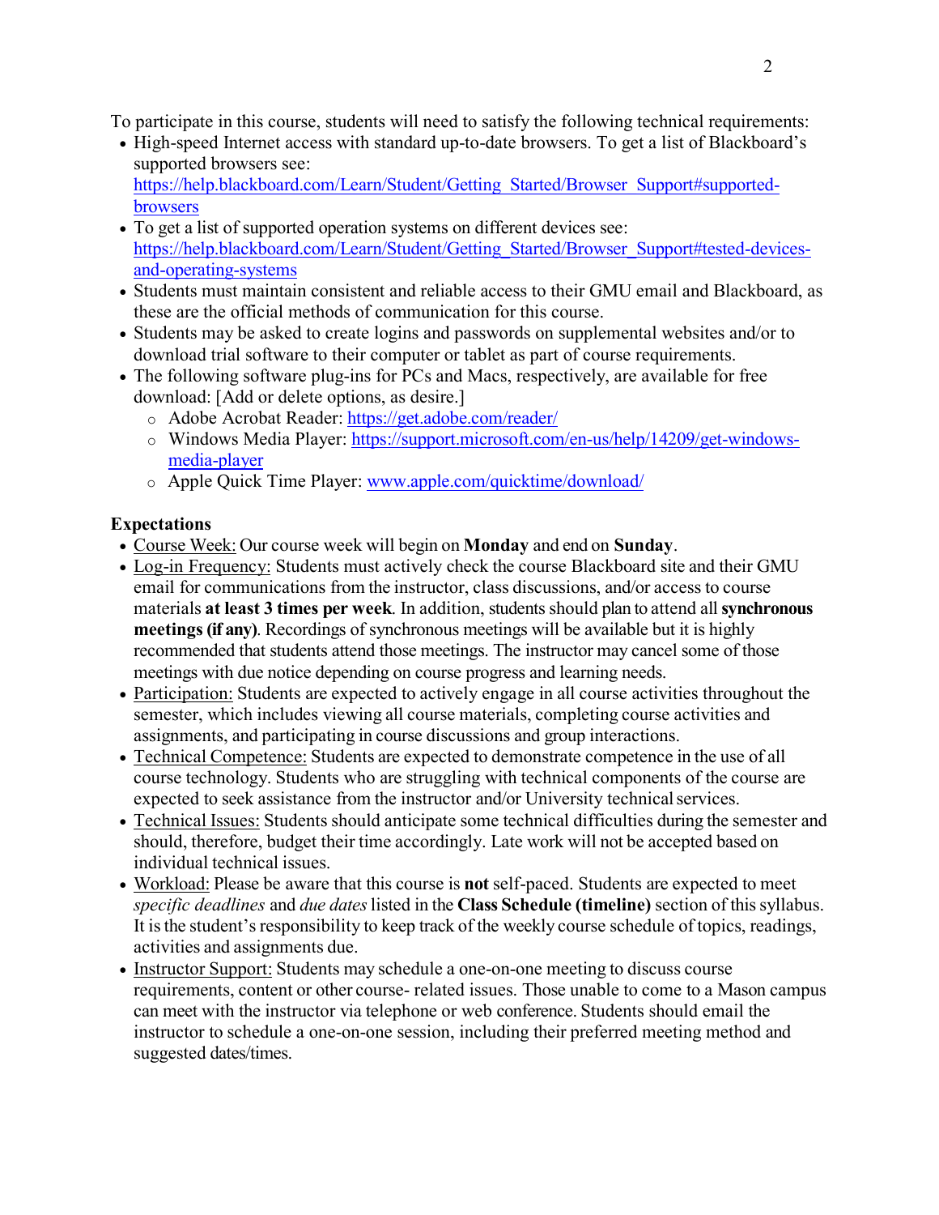To participate in this course, students will need to satisfy the following technical requirements:

- High-speed Internet access with standard up-to-date browsers. To get a list of Blackboard's supported browsers see: [https://help.blackboard.com/Learn/Student/Getting_Started/Browser_Support#supported-browsers](https://help.blackboard.com/Learn/Student/Getting_Started/Browser_Support#supported-browsers)
- To get a list of supported operation systems on different devices see: [https://help.blackboard.com/Learn/Student/Getting_Started/Browser_Support#tested-devices-and-operating-systems](https://help.blackboard.com/Learn/Student/Getting_Started/Browser_Support#tested-devices-and-operating-systems)
- Students must maintain consistent and reliable access to their GMU email and Blackboard, as these are the official methods of communication for this course.
- Students may be asked to create logins and passwords on supplemental websites and/or to download trial software to their computer or tablet as part of course requirements.
- The following software plug-ins for PCs and Macs, respectively, are available for free download: [Add or delete options, as desire.]
  - Adobe Acrobat Reader: [https://get.adobe.com/reader/](https://get.adobe.com/reader/)
  - Windows Media Player: [https://support.microsoft.com/en-us/help/14209/get-windows-media-player](https://support.microsoft.com/en-us/help/14209/get-windows-media-player)
  - Apple Quick Time Player: [www.apple.com/quicktime/download/](www.apple.com/quicktime/download/)

**Expectations**

- Course Week: Our course week will begin on **Monday** and end on **Sunday**.
- Log-in Frequency: Students must actively check the course Blackboard site and their GMU email for communications from the instructor, class discussions, and/or access to course materials **at least 3 times per week**. In addition, students should plan to attend all **synchronous meetings (if any)**. Recordings of synchronous meetings will be available but it is highly recommended that students attend those meetings. The instructor may cancel some of those meetings with due notice depending on course progress and learning needs.
- Participation: Students are expected to actively engage in all course activities throughout the semester, which includes viewing all course materials, completing course activities and assignments, and participating in course discussions and group interactions.
- Technical Competence: Students are expected to demonstrate competence in the use of all course technology. Students who are struggling with technical components of the course are expected to seek assistance from the instructor and/or University technical services.
- Technical Issues: Students should anticipate some technical difficulties during the semester and should, therefore, budget their time accordingly. Late work will not be accepted based on individual technical issues.
- Workload: Please be aware that this course is **not** self-paced. Students are expected to meet *specific deadlines* and *due dates* listed in the **Class Schedule (timeline)** section of this syllabus. It is the student's responsibility to keep track of the weekly course schedule of topics, readings, activities and assignments due.
- Instructor Support: Students may schedule a one-on-one meeting to discuss course requirements, content or other course- related issues. Those unable to come to a Mason campus can meet with the instructor via telephone or web conference. Students should email the instructor to schedule a one-on-one session, including their preferred meeting method and suggested dates/times.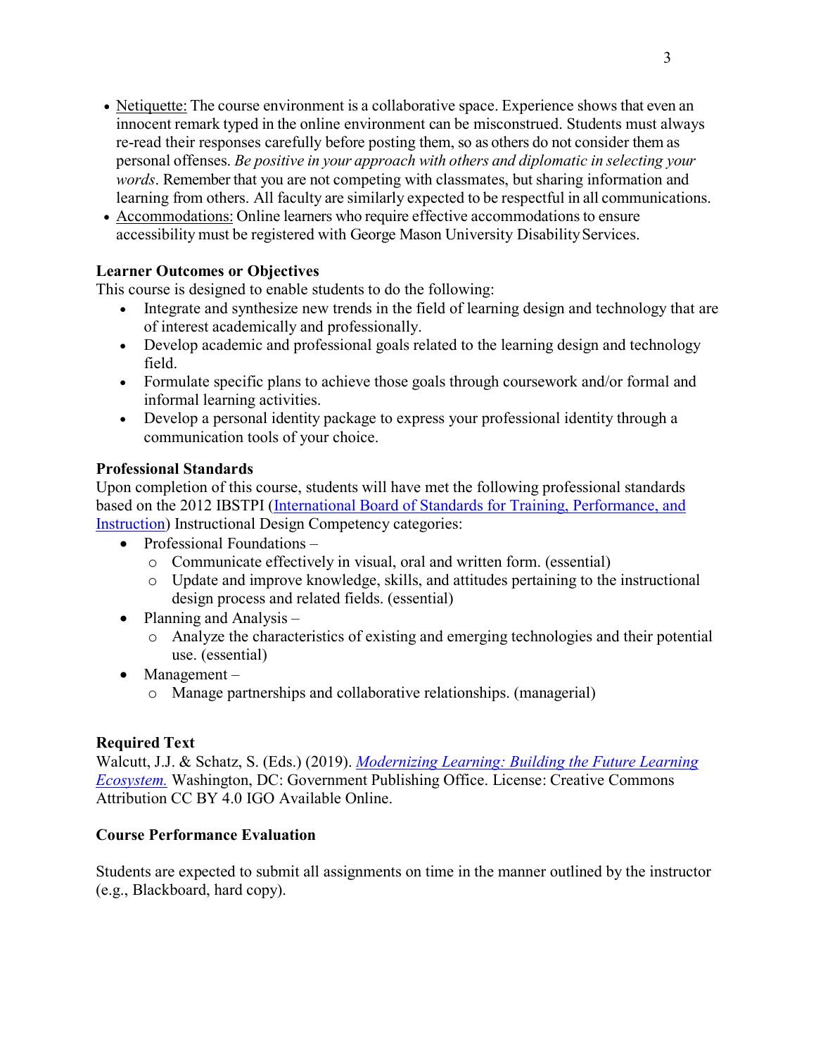- Netiquette: The course environment is a collaborative space. Experience shows that even an innocent remark typed in the online environment can be misconstrued. Students must always re-read their responses carefully before posting them, so as others do not consider them as personal offenses. *Be positive in your approach with others and diplomatic in selecting your words*. Remember that you are not competing with classmates, but sharing information and learning from others. All faculty are similarly expected to be respectful in all communications.
- Accommodations: Online learners who require effective accommodations to ensure accessibility must be registered with George Mason University Disability Services.

**Learner Outcomes or Objectives**

This course is designed to enable students to do the following:

- Integrate and synthesize new trends in the field of learning design and technology that are of interest academically and professionally.
- Develop academic and professional goals related to the learning design and technology field.
- Formulate specific plans to achieve those goals through coursework and/or formal and informal learning activities.
- Develop a personal identity package to express your professional identity through a communication tools of your choice.

**Professional Standards**

Upon completion of this course, students will have met the following professional standards based on the 2012 IBSTPI (International Board of Standards for Training, Performance, and Instruction) Instructional Design Competency categories:

- Professional Foundations –
  - Communicate effectively in visual, oral and written form. (essential)
  - Update and improve knowledge, skills, and attitudes pertaining to the instructional design process and related fields. (essential)
- Planning and Analysis –
  - Analyze the characteristics of existing and emerging technologies and their potential use. (essential)
- Management –
  - Manage partnerships and collaborative relationships. (managerial)

**Required Text**

Walcutt, J.J. & Schatz, S. (Eds.) (2019). *Modernizing Learning: Building the Future Learning Ecosystem.* Washington, DC: Government Publishing Office. License: Creative Commons Attribution CC BY 4.0 IGO Available Online.

**Course Performance Evaluation**

Students are expected to submit all assignments on time in the manner outlined by the instructor (e.g., Blackboard, hard copy).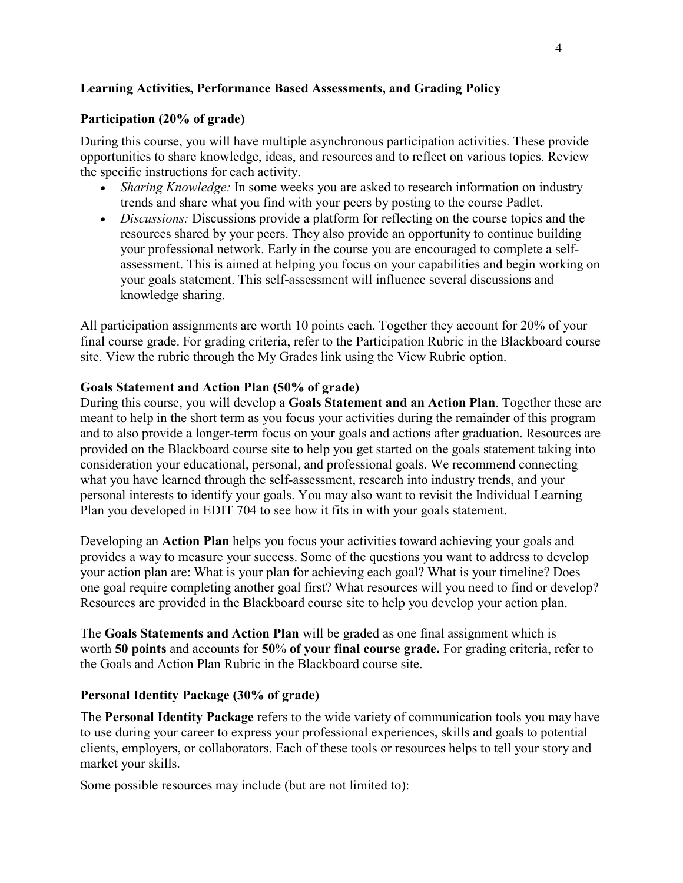## Learning Activities, Performance Based Assessments, and Grading Policy

### Participation (20% of grade)

During this course, you will have multiple asynchronous participation activities. These provide opportunities to share knowledge, ideas, and resources and to reflect on various topics. Review the specific instructions for each activity.

- *Sharing Knowledge:* In some weeks you are asked to research information on industry trends and share what you find with your peers by posting to the course Padlet.
- *Discussions:* Discussions provide a platform for reflecting on the course topics and the resources shared by your peers. They also provide an opportunity to continue building your professional network. Early in the course you are encouraged to complete a self-assessment. This is aimed at helping you focus on your capabilities and begin working on your goals statement. This self-assessment will influence several discussions and knowledge sharing.

All participation assignments are worth 10 points each. Together they account for 20% of your final course grade. For grading criteria, refer to the Participation Rubric in the Blackboard course site. View the rubric through the My Grades link using the View Rubric option.

### Goals Statement and Action Plan (50% of grade)

During this course, you will develop a **Goals Statement and an Action Plan**. Together these are meant to help in the short term as you focus your activities during the remainder of this program and to also provide a longer-term focus on your goals and actions after graduation. Resources are provided on the Blackboard course site to help you get started on the goals statement taking into consideration your educational, personal, and professional goals. We recommend connecting what you have learned through the self-assessment, research into industry trends, and your personal interests to identify your goals. You may also want to revisit the Individual Learning Plan you developed in EDIT 704 to see how it fits in with your goals statement.

Developing an **Action Plan** helps you focus your activities toward achieving your goals and provides a way to measure your success. Some of the questions you want to address to develop your action plan are: What is your plan for achieving each goal? What is your timeline? Does one goal require completing another goal first? What resources will you need to find or develop? Resources are provided in the Blackboard course site to help you develop your action plan.

The **Goals Statements and Action Plan** will be graded as one final assignment which is worth **50 points** and accounts for **50% of your final course grade.** For grading criteria, refer to the Goals and Action Plan Rubric in the Blackboard course site.

### Personal Identity Package (30% of grade)

The **Personal Identity Package** refers to the wide variety of communication tools you may have to use during your career to express your professional experiences, skills and goals to potential clients, employers, or collaborators. Each of these tools or resources helps to tell your story and market your skills.

Some possible resources may include (but are not limited to):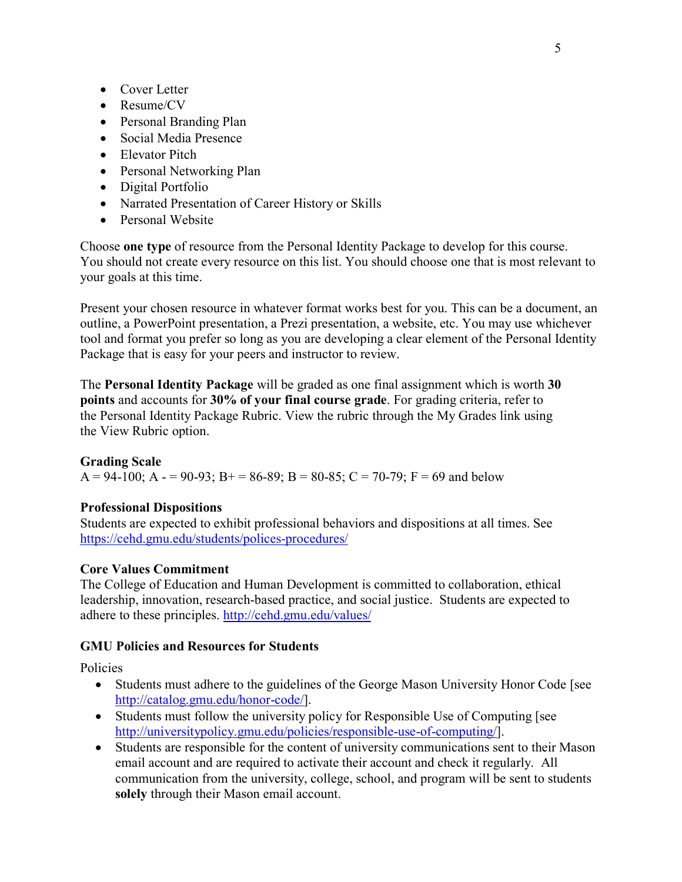- Cover Letter
- Resume/CV
- Personal Branding Plan
- Social Media Presence
- Elevator Pitch
- Personal Networking Plan
- Digital Portfolio
- Narrated Presentation of Career History or Skills
- Personal Website

Choose **one type** of resource from the Personal Identity Package to develop for this course. You should not create every resource on this list. You should choose one that is most relevant to your goals at this time.

Present your chosen resource in whatever format works best for you. This can be a document, an outline, a PowerPoint presentation, a Prezi presentation, a website, etc. You may use whichever tool and format you prefer so long as you are developing a clear element of the Personal Identity Package that is easy for your peers and instructor to review.

The **Personal Identity Package** will be graded as one final assignment which is worth **30 points** and accounts for **30% of your final course grade**. For grading criteria, refer to the Personal Identity Package Rubric. View the rubric through the My Grades link using the View Rubric option.

**Grading Scale**
A = 94-100; A - = 90-93; B+ = 86-89; B = 80-85; C = 70-79; F = 69 and below

**Professional Dispositions**
Students are expected to exhibit professional behaviors and dispositions at all times. See https://cehd.gmu.edu/students/polices-procedures/

**Core Values Commitment**
The College of Education and Human Development is committed to collaboration, ethical leadership, innovation, research-based practice, and social justice. Students are expected to adhere to these principles. http://cehd.gmu.edu/values/

**GMU Policies and Resources for Students**

Policies

- Students must adhere to the guidelines of the George Mason University Honor Code [see http://catalog.gmu.edu/honor-code/].
- Students must follow the university policy for Responsible Use of Computing [see http://universitypolicy.gmu.edu/policies/responsible-use-of-computing/].
- Students are responsible for the content of university communications sent to their Mason email account and are required to activate their account and check it regularly. All communication from the university, college, school, and program will be sent to students **solely** through their Mason email account.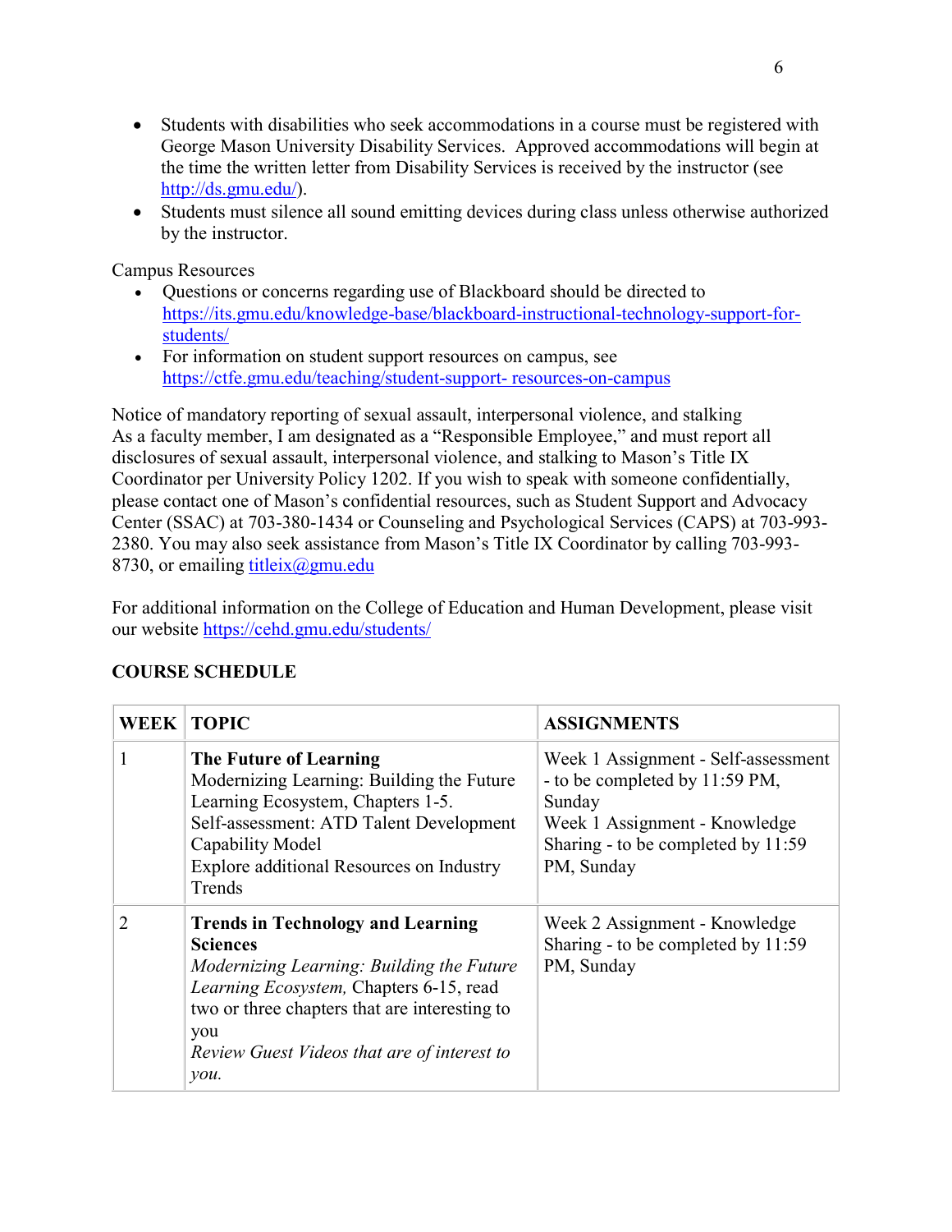- Students with disabilities who seek accommodations in a course must be registered with George Mason University Disability Services. Approved accommodations will begin at the time the written letter from Disability Services is received by the instructor (see http://ds.gmu.edu/).
- Students must silence all sound emitting devices during class unless otherwise authorized by the instructor.

Campus Resources

- Questions or concerns regarding use of Blackboard should be directed to https://its.gmu.edu/knowledge-base/blackboard-instructional-technology-support-for-students/
- For information on student support resources on campus, see https://ctfe.gmu.edu/teaching/student-support- resources-on-campus

Notice of mandatory reporting of sexual assault, interpersonal violence, and stalking
As a faculty member, I am designated as a "Responsible Employee," and must report all disclosures of sexual assault, interpersonal violence, and stalking to Mason's Title IX Coordinator per University Policy 1202. If you wish to speak with someone confidentially, please contact one of Mason's confidential resources, such as Student Support and Advocacy Center (SSAC) at 703-380-1434 or Counseling and Psychological Services (CAPS) at 703-993-2380. You may also seek assistance from Mason's Title IX Coordinator by calling 703-993-8730, or emailing titleix@gmu.edu

For additional information on the College of Education and Human Development, please visit our website https://cehd.gmu.edu/students/

## COURSE SCHEDULE

| WEEK | TOPIC | ASSIGNMENTS |
|---|---|---|
| 1 | **The Future of Learning**<br>Modernizing Learning: Building the Future Learning Ecosystem, Chapters 1-5.<br>Self-assessment: ATD Talent Development Capability Model<br>Explore additional Resources on Industry Trends | Week 1 Assignment - Self-assessment - to be completed by 11:59 PM, Sunday<br>Week 1 Assignment - Knowledge Sharing - to be completed by 11:59 PM, Sunday |
| 2 | **Trends in Technology and Learning Sciences**<br>*Modernizing Learning: Building the Future Learning Ecosystem,* Chapters 6-15, read two or three chapters that are interesting to you<br>*Review Guest Videos that are of interest to you.* | Week 2 Assignment - Knowledge Sharing - to be completed by 11:59 PM, Sunday |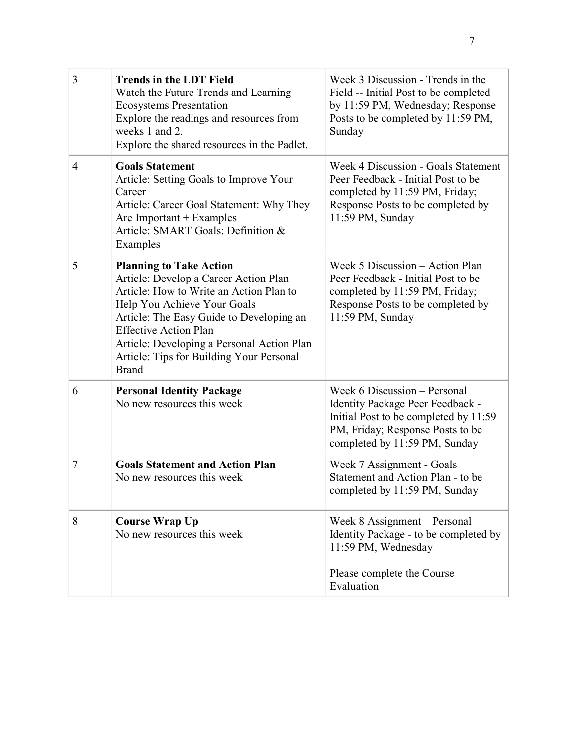| | | |
|---|---|---|
| 3 | **Trends in the LDT Field**<br>Watch the Future Trends and Learning Ecosystems Presentation<br>Explore the readings and resources from weeks 1 and 2.<br>Explore the shared resources in the Padlet. | Week 3 Discussion - Trends in the Field -- Initial Post to be completed by 11:59 PM, Wednesday; Response Posts to be completed by 11:59 PM, Sunday |
| 4 | **Goals Statement**<br>Article: Setting Goals to Improve Your Career<br>Article: Career Goal Statement: Why They Are Important + Examples<br>Article: SMART Goals: Definition & Examples | Week 4 Discussion - Goals Statement Peer Feedback - Initial Post to be completed by 11:59 PM, Friday; Response Posts to be completed by 11:59 PM, Sunday |
| 5 | **Planning to Take Action**<br>Article: Develop a Career Action Plan<br>Article: How to Write an Action Plan to Help You Achieve Your Goals<br>Article: The Easy Guide to Developing an Effective Action Plan<br>Article: Developing a Personal Action Plan<br>Article: Tips for Building Your Personal Brand | Week 5 Discussion – Action Plan Peer Feedback - Initial Post to be completed by 11:59 PM, Friday; Response Posts to be completed by 11:59 PM, Sunday |
| 6 | **Personal Identity Package**<br>No new resources this week | Week 6 Discussion – Personal Identity Package Peer Feedback - Initial Post to be completed by 11:59 PM, Friday; Response Posts to be completed by 11:59 PM, Sunday |
| 7 | **Goals Statement and Action Plan**<br>No new resources this week | Week 7 Assignment - Goals Statement and Action Plan - to be completed by 11:59 PM, Sunday |
| 8 | **Course Wrap Up**<br>No new resources this week | Week 8 Assignment – Personal Identity Package - to be completed by 11:59 PM, Wednesday<br><br>Please complete the Course Evaluation |